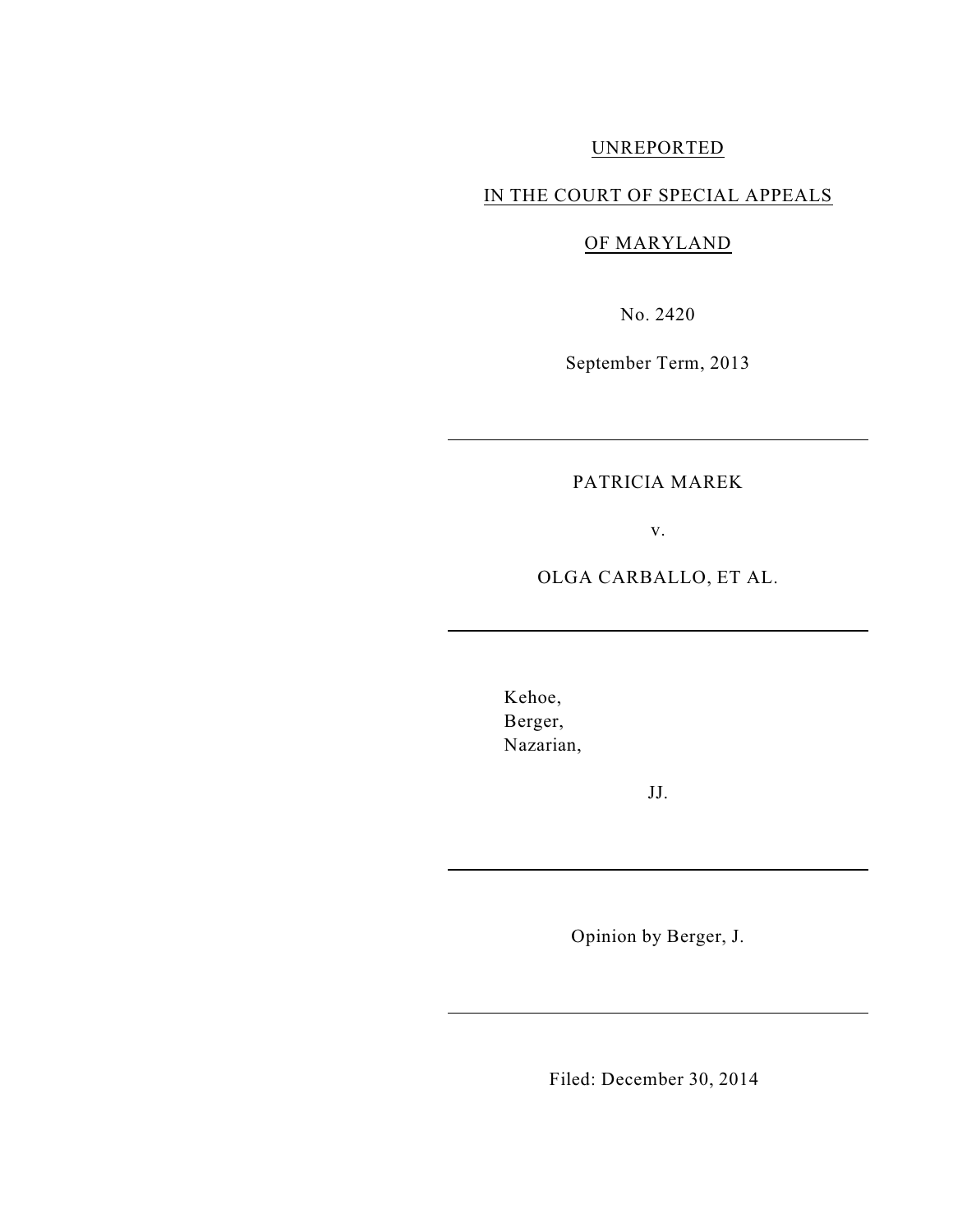UNREPORTED

IN THE COURT OF SPECIAL APPEALS

OF MARYLAND

No. 2420

September Term, 2013

---

PATRICIA MAREK

v.

OLGA CARBALLO, ET AL.

---

Kehoe,
Berger,
Nazarian,

JJ.

---

Opinion by Berger, J.

---

Filed: December 30, 2014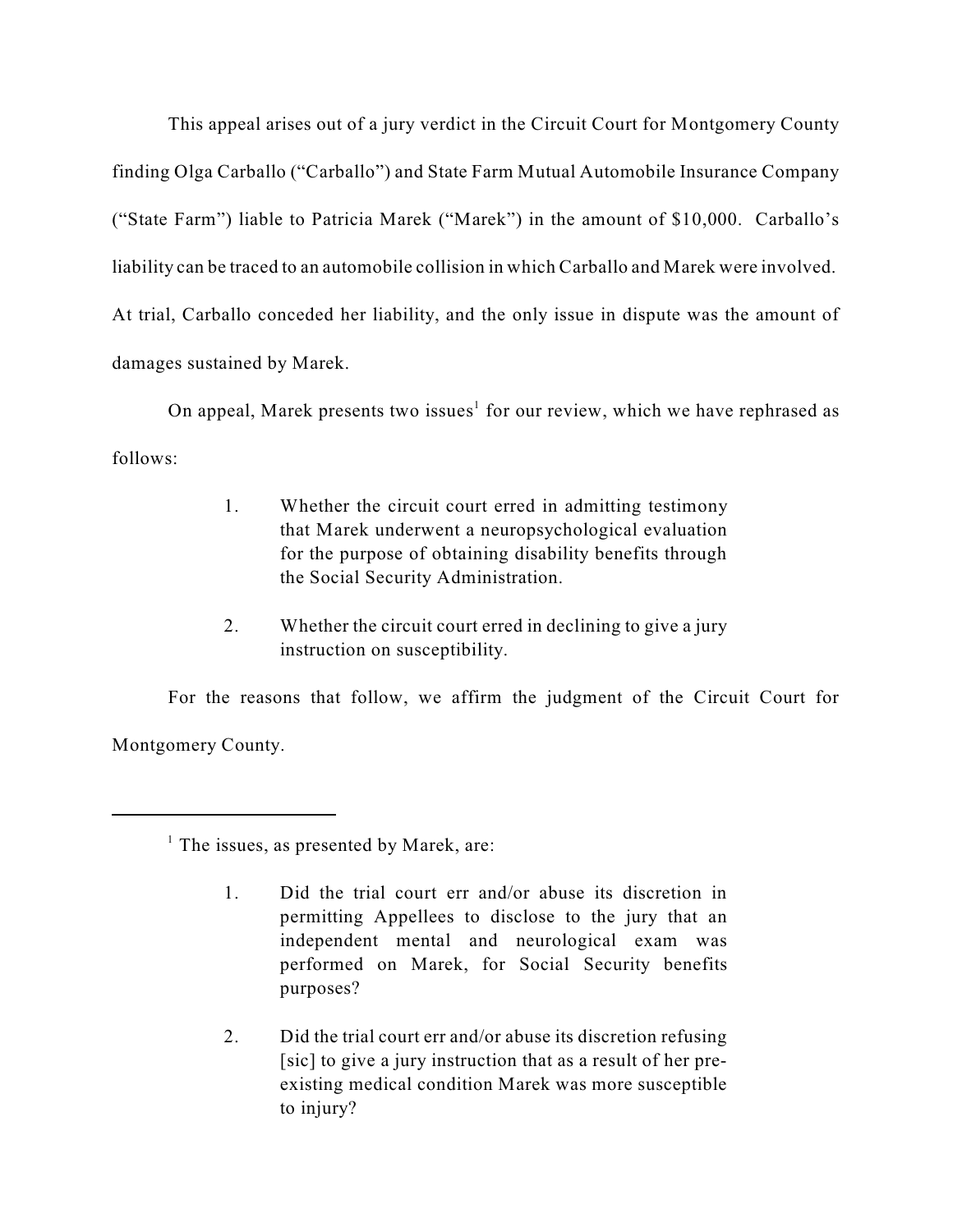This appeal arises out of a jury verdict in the Circuit Court for Montgomery County finding Olga Carballo ("Carballo") and State Farm Mutual Automobile Insurance Company ("State Farm") liable to Patricia Marek ("Marek") in the amount of $10,000. Carballo's liability can be traced to an automobile collision in which Carballo and Marek were involved. At trial, Carballo conceded her liability, and the only issue in dispute was the amount of damages sustained by Marek.

On appeal, Marek presents two issues[1] for our review, which we have rephrased as follows:

> 1. Whether the circuit court erred in admitting testimony that Marek underwent a neuropsychological evaluation for the purpose of obtaining disability benefits through the Social Security Administration.
>
> 2. Whether the circuit court erred in declining to give a jury instruction on susceptibility.

For the reasons that follow, we affirm the judgment of the Circuit Court for Montgomery County.

---

[1] The issues, as presented by Marek, are:

> 1. Did the trial court err and/or abuse its discretion in permitting Appellees to disclose to the jury that an independent mental and neurological exam was performed on Marek, for Social Security benefits purposes?
>
> 2. Did the trial court err and/or abuse its discretion refusing [sic] to give a jury instruction that as a result of her pre-existing medical condition Marek was more susceptible to injury?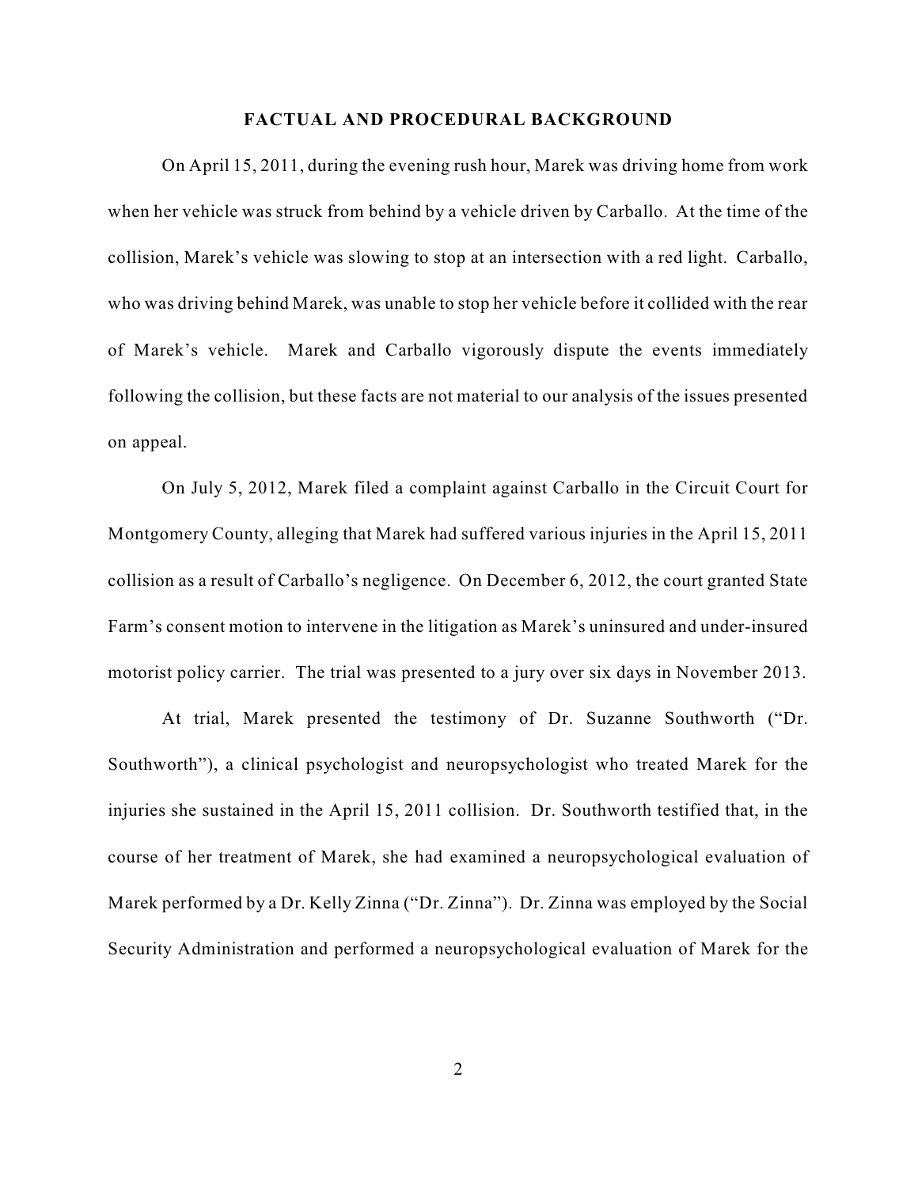## FACTUAL AND PROCEDURAL BACKGROUND

On April 15, 2011, during the evening rush hour, Marek was driving home from work when her vehicle was struck from behind by a vehicle driven by Carballo. At the time of the collision, Marek's vehicle was slowing to stop at an intersection with a red light. Carballo, who was driving behind Marek, was unable to stop her vehicle before it collided with the rear of Marek's vehicle. Marek and Carballo vigorously dispute the events immediately following the collision, but these facts are not material to our analysis of the issues presented on appeal.

On July 5, 2012, Marek filed a complaint against Carballo in the Circuit Court for Montgomery County, alleging that Marek had suffered various injuries in the April 15, 2011 collision as a result of Carballo's negligence. On December 6, 2012, the court granted State Farm's consent motion to intervene in the litigation as Marek's uninsured and under-insured motorist policy carrier. The trial was presented to a jury over six days in November 2013.

At trial, Marek presented the testimony of Dr. Suzanne Southworth ("Dr. Southworth"), a clinical psychologist and neuropsychologist who treated Marek for the injuries she sustained in the April 15, 2011 collision. Dr. Southworth testified that, in the course of her treatment of Marek, she had examined a neuropsychological evaluation of Marek performed by a Dr. Kelly Zinna ("Dr. Zinna"). Dr. Zinna was employed by the Social Security Administration and performed a neuropsychological evaluation of Marek for the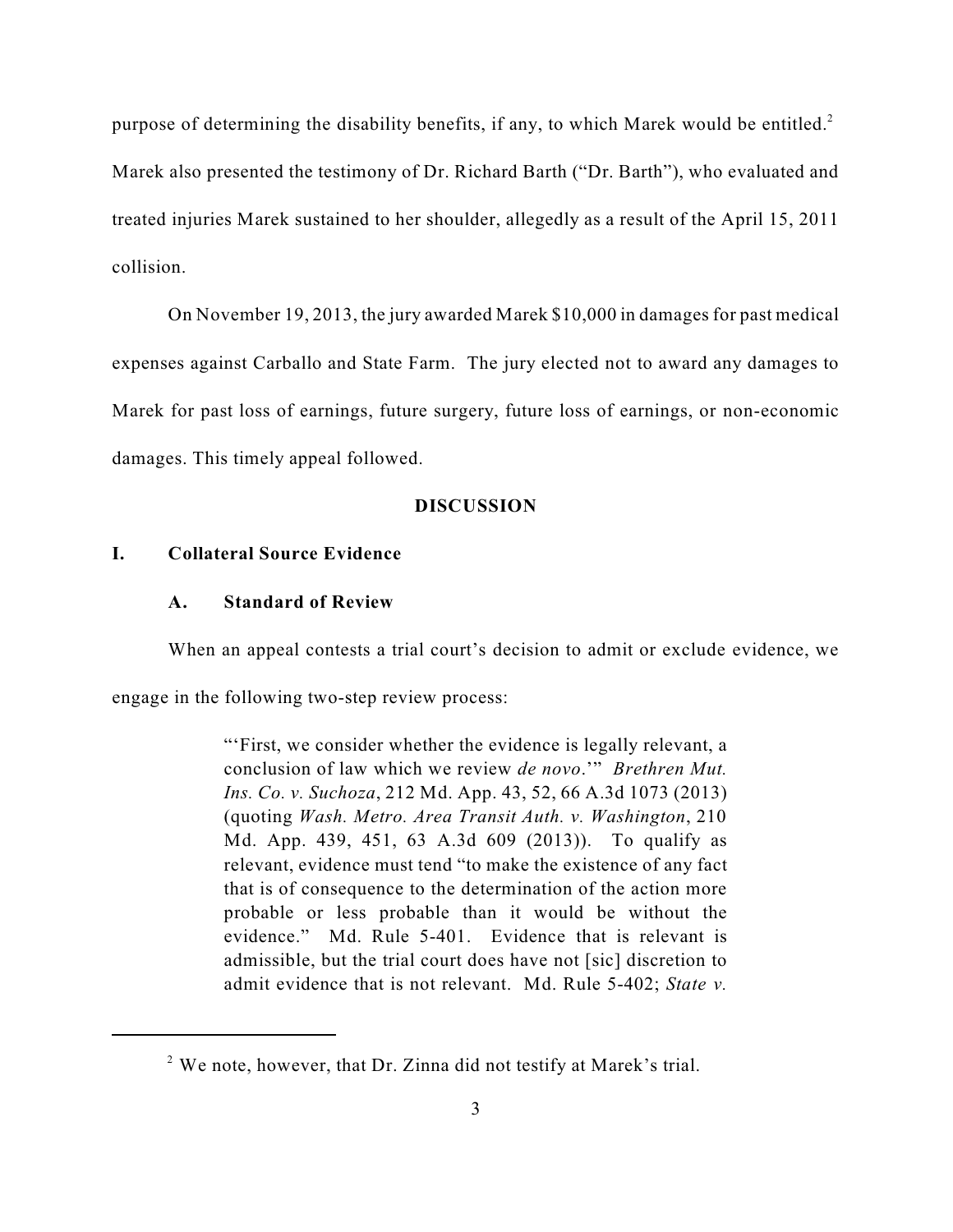purpose of determining the disability benefits, if any, to which Marek would be entitled.[2] Marek also presented the testimony of Dr. Richard Barth ("Dr. Barth"), who evaluated and treated injuries Marek sustained to her shoulder, allegedly as a result of the April 15, 2011 collision.

On November 19, 2013, the jury awarded Marek $10,000 in damages for past medical expenses against Carballo and State Farm. The jury elected not to award any damages to Marek for past loss of earnings, future surgery, future loss of earnings, or non-economic damages. This timely appeal followed.

## DISCUSSION

### I. Collateral Source Evidence

#### A. Standard of Review

When an appeal contests a trial court's decision to admit or exclude evidence, we engage in the following two-step review process:

> "'First, we consider whether the evidence is legally relevant, a conclusion of law which we review *de novo*.'" *Brethren Mut. Ins. Co. v. Suchoza*, 212 Md. App. 43, 52, 66 A.3d 1073 (2013) (quoting *Wash. Metro. Area Transit Auth. v. Washington*, 210 Md. App. 439, 451, 63 A.3d 609 (2013)). To qualify as relevant, evidence must tend "to make the existence of any fact that is of consequence to the determination of the action more probable or less probable than it would be without the evidence." Md. Rule 5-401. Evidence that is relevant is admissible, but the trial court does have not [sic] discretion to admit evidence that is not relevant. Md. Rule 5-402; *State v.*

---

[2] We note, however, that Dr. Zinna did not testify at Marek's trial.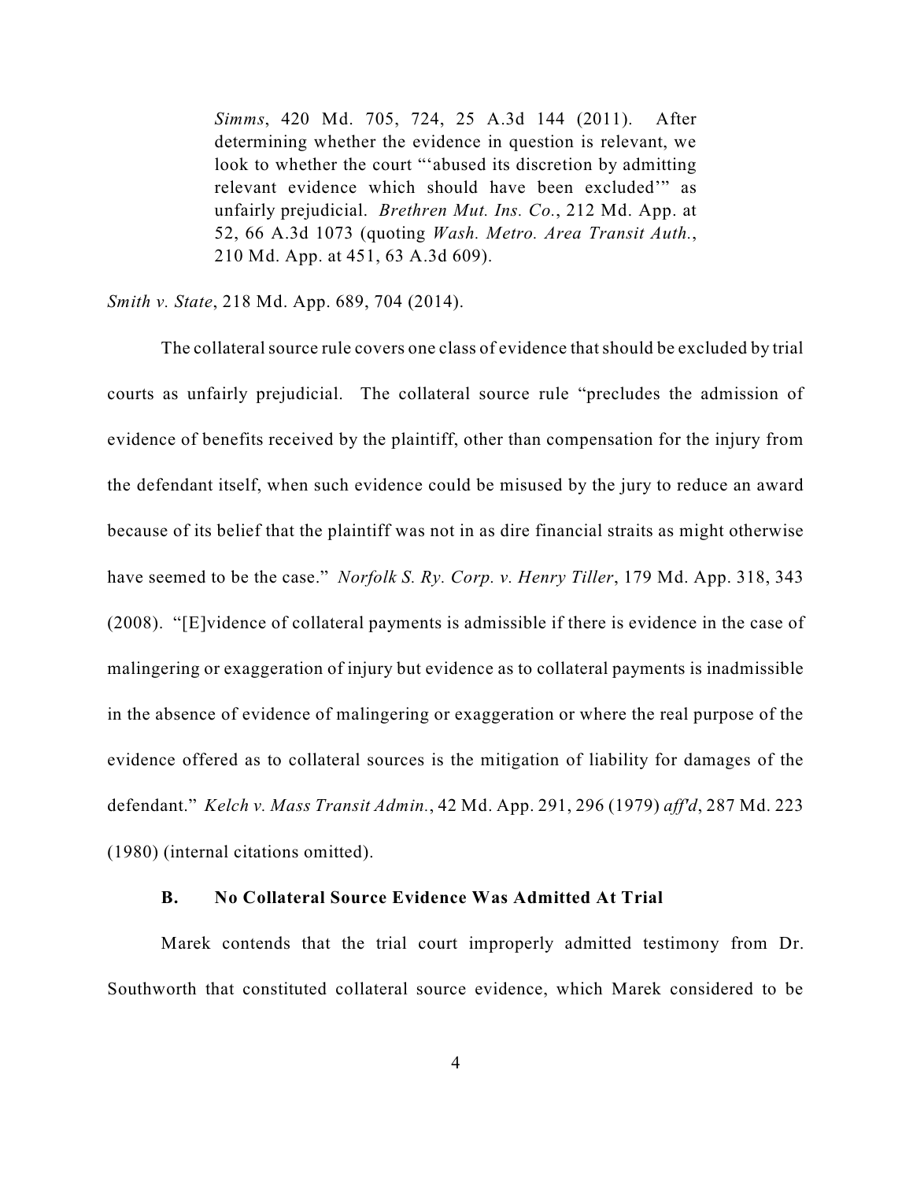> *Simms*, 420 Md. 705, 724, 25 A.3d 144 (2011). After determining whether the evidence in question is relevant, we look to whether the court "'abused its discretion by admitting relevant evidence which should have been excluded'" as unfairly prejudicial. *Brethren Mut. Ins. Co.*, 212 Md. App. at 52, 66 A.3d 1073 (quoting *Wash. Metro. Area Transit Auth.*, 210 Md. App. at 451, 63 A.3d 609).

*Smith v. State*, 218 Md. App. 689, 704 (2014).

The collateral source rule covers one class of evidence that should be excluded by trial courts as unfairly prejudicial. The collateral source rule "precludes the admission of evidence of benefits received by the plaintiff, other than compensation for the injury from the defendant itself, when such evidence could be misused by the jury to reduce an award because of its belief that the plaintiff was not in as dire financial straits as might otherwise have seemed to be the case." *Norfolk S. Ry. Corp. v. Henry Tiller*, 179 Md. App. 318, 343 (2008). "[E]vidence of collateral payments is admissible if there is evidence in the case of malingering or exaggeration of injury but evidence as to collateral payments is inadmissible in the absence of evidence of malingering or exaggeration or where the real purpose of the evidence offered as to collateral sources is the mitigation of liability for damages of the defendant." *Kelch v. Mass Transit Admin.*, 42 Md. App. 291, 296 (1979) *aff'd*, 287 Md. 223 (1980) (internal citations omitted).

### B. No Collateral Source Evidence Was Admitted At Trial

Marek contends that the trial court improperly admitted testimony from Dr. Southworth that constituted collateral source evidence, which Marek considered to be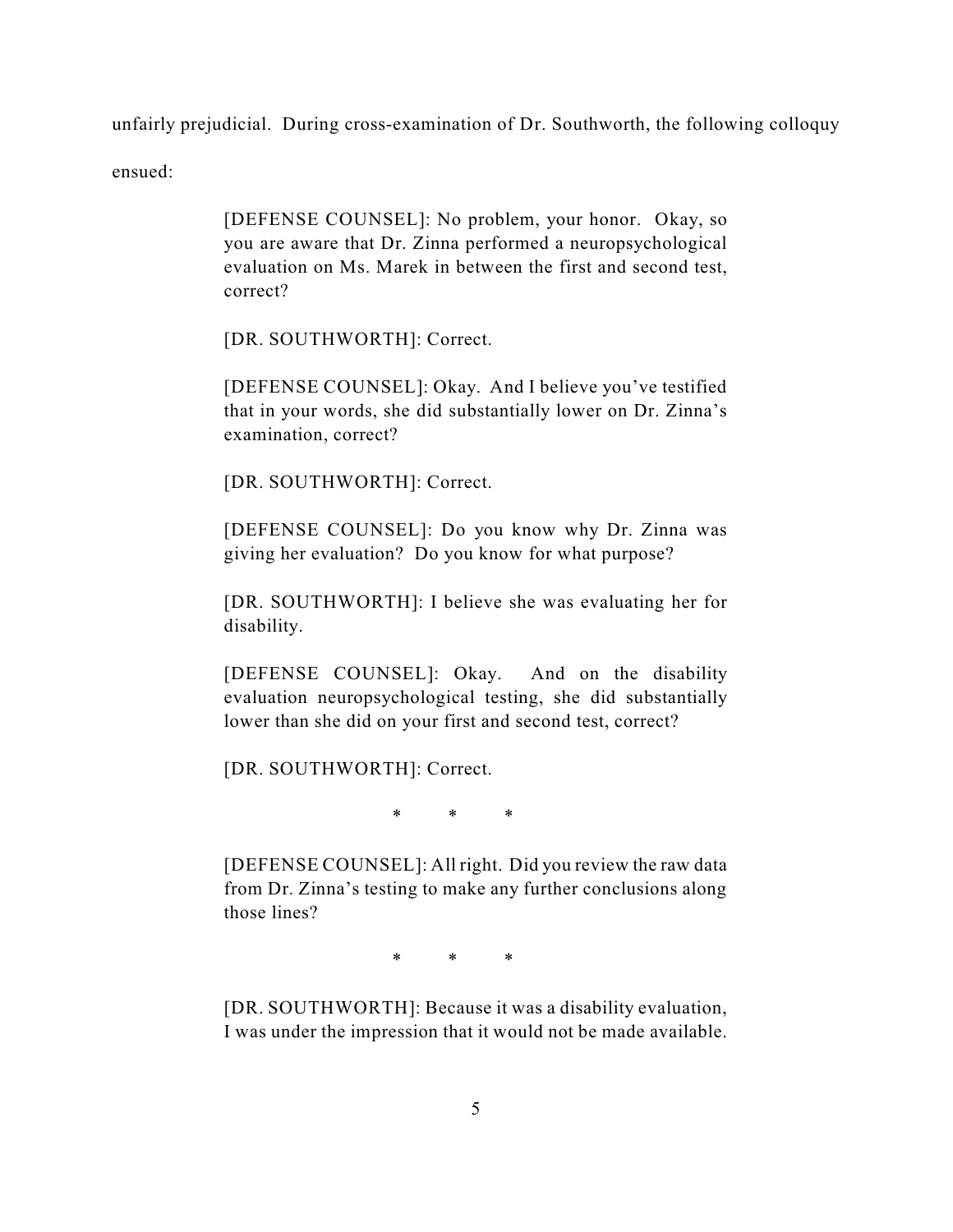unfairly prejudicial. During cross-examination of Dr. Southworth, the following colloquy ensued:

> [DEFENSE COUNSEL]: No problem, your honor. Okay, so you are aware that Dr. Zinna performed a neuropsychological evaluation on Ms. Marek in between the first and second test, correct?
>
> [DR. SOUTHWORTH]: Correct.
>
> [DEFENSE COUNSEL]: Okay. And I believe you've testified that in your words, she did substantially lower on Dr. Zinna's examination, correct?
>
> [DR. SOUTHWORTH]: Correct.
>
> [DEFENSE COUNSEL]: Do you know why Dr. Zinna was giving her evaluation? Do you know for what purpose?
>
> [DR. SOUTHWORTH]: I believe she was evaluating her for disability.
>
> [DEFENSE COUNSEL]: Okay. And on the disability evaluation neuropsychological testing, she did substantially lower than she did on your first and second test, correct?
>
> [DR. SOUTHWORTH]: Correct.
>
> \* \* \*
>
> [DEFENSE COUNSEL]: All right. Did you review the raw data from Dr. Zinna's testing to make any further conclusions along those lines?
>
> \* \* \*
>
> [DR. SOUTHWORTH]: Because it was a disability evaluation, I was under the impression that it would not be made available.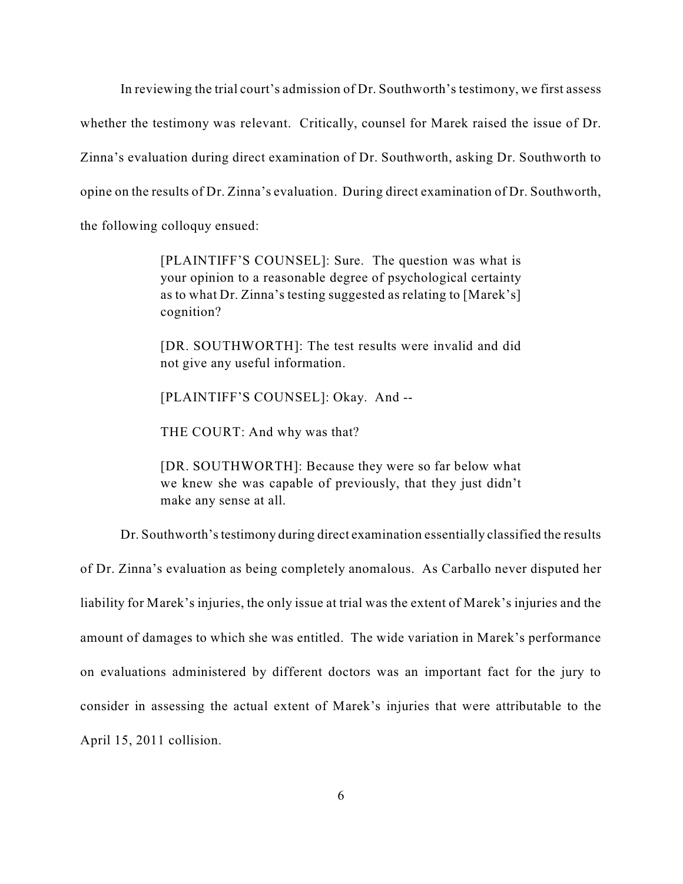In reviewing the trial court's admission of Dr. Southworth's testimony, we first assess whether the testimony was relevant. Critically, counsel for Marek raised the issue of Dr. Zinna's evaluation during direct examination of Dr. Southworth, asking Dr. Southworth to opine on the results of Dr. Zinna's evaluation. During direct examination of Dr. Southworth, the following colloquy ensued:

> [PLAINTIFF'S COUNSEL]: Sure. The question was what is your opinion to a reasonable degree of psychological certainty as to what Dr. Zinna's testing suggested as relating to [Marek's] cognition?
>
> [DR. SOUTHWORTH]: The test results were invalid and did not give any useful information.
>
> [PLAINTIFF'S COUNSEL]: Okay. And --
>
> THE COURT: And why was that?
>
> [DR. SOUTHWORTH]: Because they were so far below what we knew she was capable of previously, that they just didn't make any sense at all.

Dr. Southworth's testimony during direct examination essentially classified the results of Dr. Zinna's evaluation as being completely anomalous. As Carballo never disputed her liability for Marek's injuries, the only issue at trial was the extent of Marek's injuries and the amount of damages to which she was entitled. The wide variation in Marek's performance on evaluations administered by different doctors was an important fact for the jury to consider in assessing the actual extent of Marek's injuries that were attributable to the April 15, 2011 collision.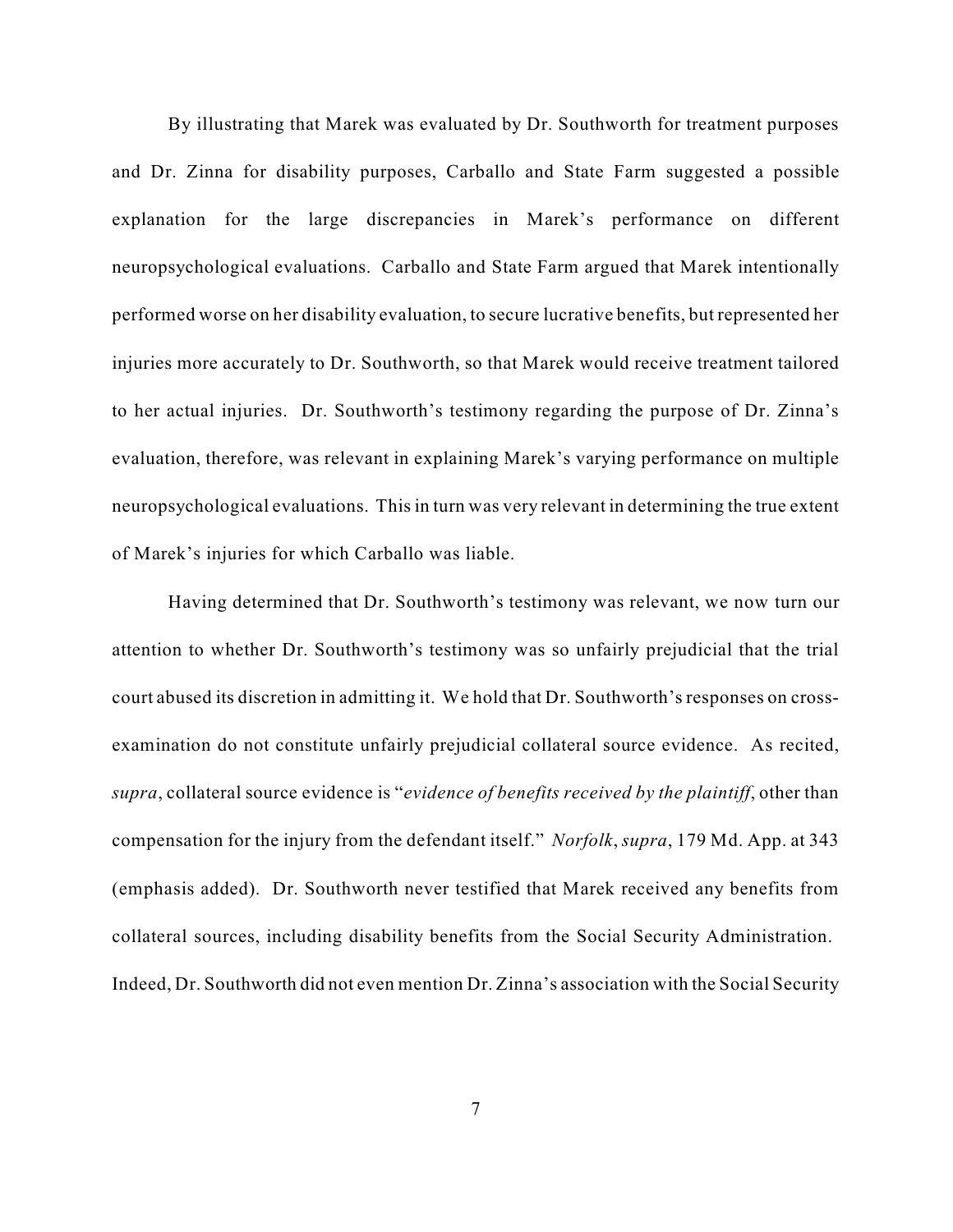By illustrating that Marek was evaluated by Dr. Southworth for treatment purposes and Dr. Zinna for disability purposes, Carballo and State Farm suggested a possible explanation for the large discrepancies in Marek's performance on different neuropsychological evaluations. Carballo and State Farm argued that Marek intentionally performed worse on her disability evaluation, to secure lucrative benefits, but represented her injuries more accurately to Dr. Southworth, so that Marek would receive treatment tailored to her actual injuries. Dr. Southworth's testimony regarding the purpose of Dr. Zinna's evaluation, therefore, was relevant in explaining Marek's varying performance on multiple neuropsychological evaluations. This in turn was very relevant in determining the true extent of Marek's injuries for which Carballo was liable.

Having determined that Dr. Southworth's testimony was relevant, we now turn our attention to whether Dr. Southworth's testimony was so unfairly prejudicial that the trial court abused its discretion in admitting it. We hold that Dr. Southworth's responses on cross-examination do not constitute unfairly prejudicial collateral source evidence. As recited, *supra*, collateral source evidence is "*evidence of benefits received by the plaintiff*, other than compensation for the injury from the defendant itself." *Norfolk*, *supra*, 179 Md. App. at 343 (emphasis added). Dr. Southworth never testified that Marek received any benefits from collateral sources, including disability benefits from the Social Security Administration. Indeed, Dr. Southworth did not even mention Dr. Zinna's association with the Social Security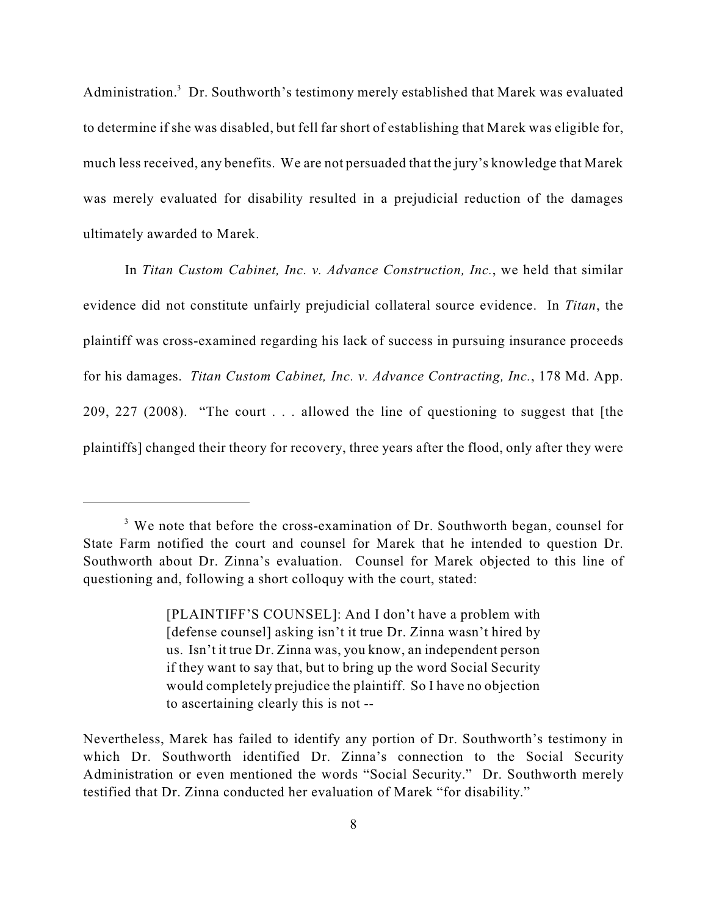Administration.[3] Dr. Southworth's testimony merely established that Marek was evaluated to determine if she was disabled, but fell far short of establishing that Marek was eligible for, much less received, any benefits. We are not persuaded that the jury's knowledge that Marek was merely evaluated for disability resulted in a prejudicial reduction of the damages ultimately awarded to Marek.

In *Titan Custom Cabinet, Inc. v. Advance Construction, Inc.*, we held that similar evidence did not constitute unfairly prejudicial collateral source evidence. In *Titan*, the plaintiff was cross-examined regarding his lack of success in pursuing insurance proceeds for his damages. *Titan Custom Cabinet, Inc. v. Advance Contracting, Inc.*, 178 Md. App. 209, 227 (2008). "The court . . . allowed the line of questioning to suggest that [the plaintiffs] changed their theory for recovery, three years after the flood, only after they were

---

[3] We note that before the cross-examination of Dr. Southworth began, counsel for State Farm notified the court and counsel for Marek that he intended to question Dr. Southworth about Dr. Zinna's evaluation. Counsel for Marek objected to this line of questioning and, following a short colloquy with the court, stated:

> [PLAINTIFF'S COUNSEL]: And I don't have a problem with [defense counsel] asking isn't it true Dr. Zinna wasn't hired by us. Isn't it true Dr. Zinna was, you know, an independent person if they want to say that, but to bring up the word Social Security would completely prejudice the plaintiff. So I have no objection to ascertaining clearly this is not --

Nevertheless, Marek has failed to identify any portion of Dr. Southworth's testimony in which Dr. Southworth identified Dr. Zinna's connection to the Social Security Administration or even mentioned the words "Social Security." Dr. Southworth merely testified that Dr. Zinna conducted her evaluation of Marek "for disability."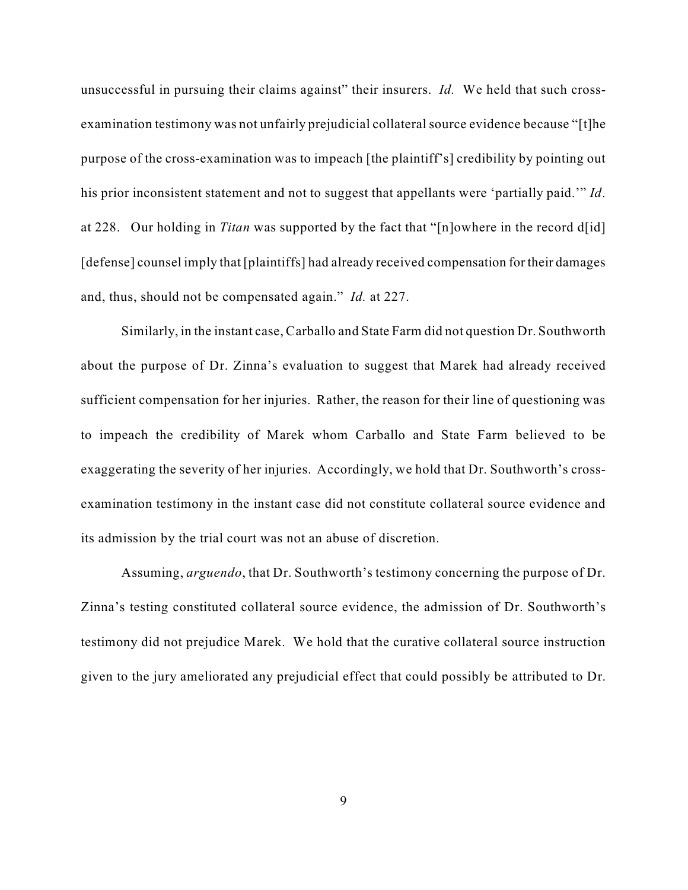unsuccessful in pursuing their claims against" their insurers. *Id.* We held that such cross-examination testimony was not unfairly prejudicial collateral source evidence because "[t]he purpose of the cross-examination was to impeach [the plaintiff's] credibility by pointing out his prior inconsistent statement and not to suggest that appellants were 'partially paid.'" *Id*. at 228. Our holding in *Titan* was supported by the fact that "[n]owhere in the record d[id] [defense] counsel imply that [plaintiffs] had already received compensation for their damages and, thus, should not be compensated again." *Id.* at 227.

Similarly, in the instant case, Carballo and State Farm did not question Dr. Southworth about the purpose of Dr. Zinna's evaluation to suggest that Marek had already received sufficient compensation for her injuries. Rather, the reason for their line of questioning was to impeach the credibility of Marek whom Carballo and State Farm believed to be exaggerating the severity of her injuries. Accordingly, we hold that Dr. Southworth's cross-examination testimony in the instant case did not constitute collateral source evidence and its admission by the trial court was not an abuse of discretion.

Assuming, *arguendo*, that Dr. Southworth's testimony concerning the purpose of Dr. Zinna's testing constituted collateral source evidence, the admission of Dr. Southworth's testimony did not prejudice Marek. We hold that the curative collateral source instruction given to the jury ameliorated any prejudicial effect that could possibly be attributed to Dr.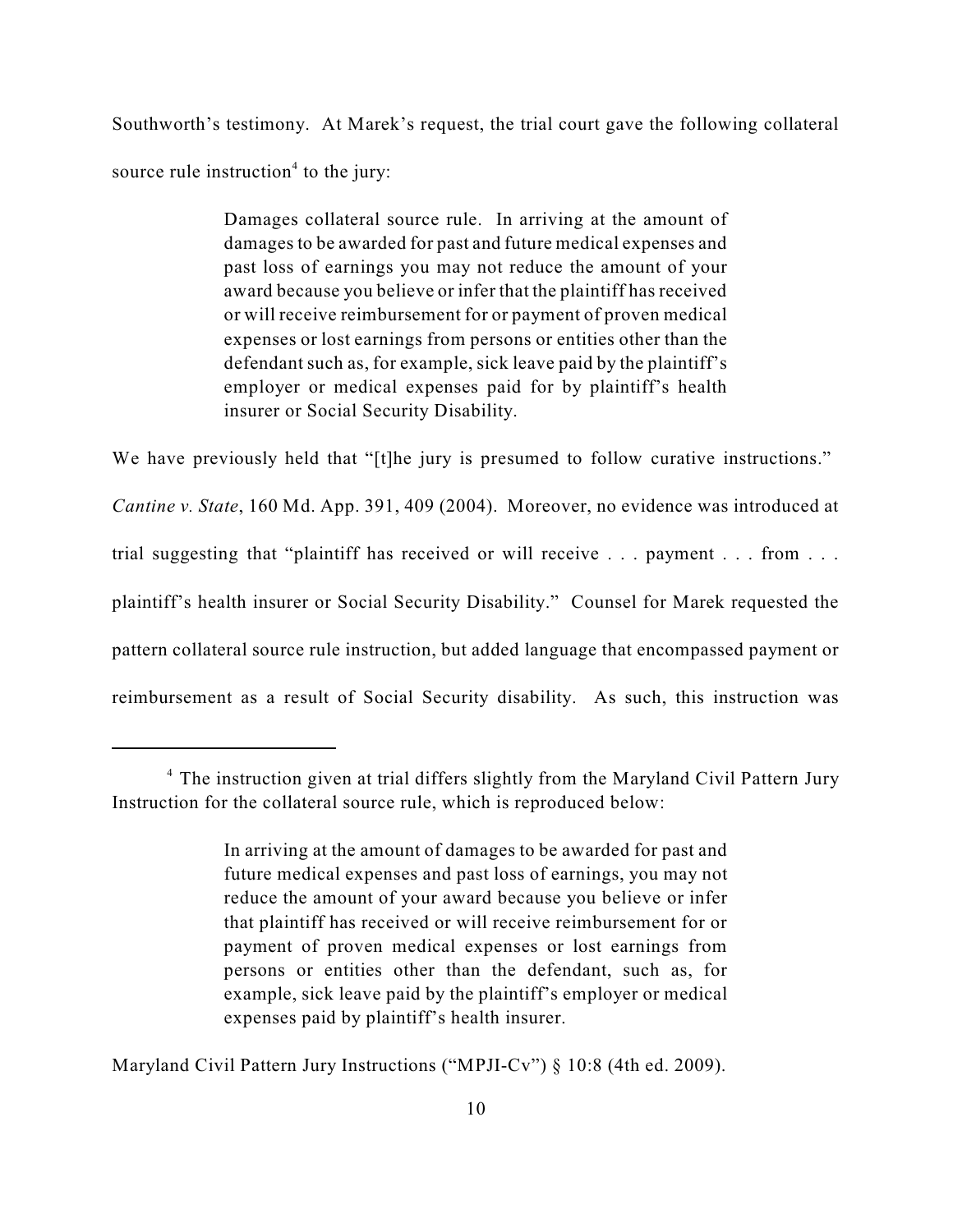Southworth's testimony. At Marek's request, the trial court gave the following collateral source rule instruction[4] to the jury:

> Damages collateral source rule. In arriving at the amount of damages to be awarded for past and future medical expenses and past loss of earnings you may not reduce the amount of your award because you believe or infer that the plaintiff has received or will receive reimbursement for or payment of proven medical expenses or lost earnings from persons or entities other than the defendant such as, for example, sick leave paid by the plaintiff's employer or medical expenses paid for by plaintiff's health insurer or Social Security Disability.

We have previously held that "[t]he jury is presumed to follow curative instructions." *Cantine v. State*, 160 Md. App. 391, 409 (2004). Moreover, no evidence was introduced at trial suggesting that "plaintiff has received or will receive . . . payment . . . from . . . plaintiff's health insurer or Social Security Disability." Counsel for Marek requested the pattern collateral source rule instruction, but added language that encompassed payment or reimbursement as a result of Social Security disability. As such, this instruction was

---

[4] The instruction given at trial differs slightly from the Maryland Civil Pattern Jury Instruction for the collateral source rule, which is reproduced below:

> In arriving at the amount of damages to be awarded for past and future medical expenses and past loss of earnings, you may not reduce the amount of your award because you believe or infer that plaintiff has received or will receive reimbursement for or payment of proven medical expenses or lost earnings from persons or entities other than the defendant, such as, for example, sick leave paid by the plaintiff's employer or medical expenses paid by plaintiff's health insurer.

Maryland Civil Pattern Jury Instructions ("MPJI-Cv") § 10:8 (4th ed. 2009).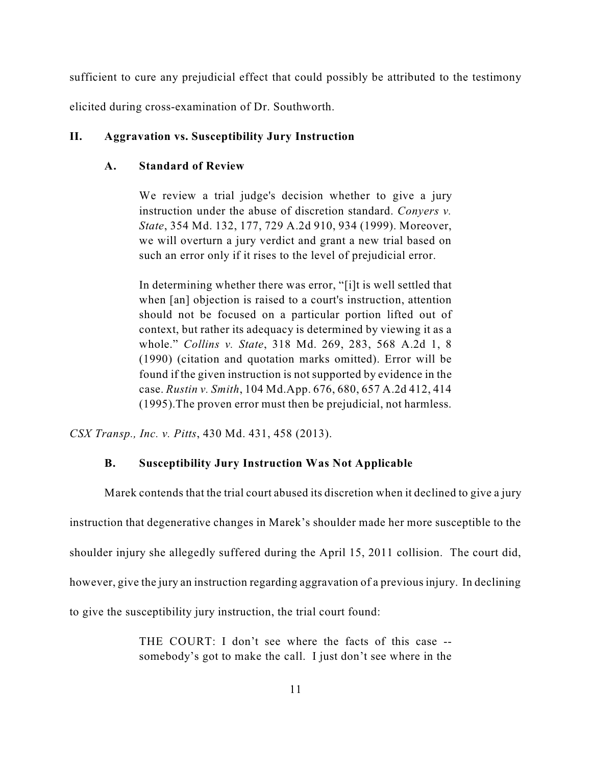sufficient to cure any prejudicial effect that could possibly be attributed to the testimony elicited during cross-examination of Dr. Southworth.

## II. Aggravation vs. Susceptibility Jury Instruction

### A. Standard of Review

> We review a trial judge's decision whether to give a jury instruction under the abuse of discretion standard. *Conyers v. State*, 354 Md. 132, 177, 729 A.2d 910, 934 (1999). Moreover, we will overturn a jury verdict and grant a new trial based on such an error only if it rises to the level of prejudicial error.
>
> In determining whether there was error, "[i]t is well settled that when [an] objection is raised to a court's instruction, attention should not be focused on a particular portion lifted out of context, but rather its adequacy is determined by viewing it as a whole." *Collins v. State*, 318 Md. 269, 283, 568 A.2d 1, 8 (1990) (citation and quotation marks omitted). Error will be found if the given instruction is not supported by evidence in the case. *Rustin v. Smith*, 104 Md.App. 676, 680, 657 A.2d 412, 414 (1995).The proven error must then be prejudicial, not harmless.

*CSX Transp., Inc. v. Pitts*, 430 Md. 431, 458 (2013).

### B. Susceptibility Jury Instruction Was Not Applicable

Marek contends that the trial court abused its discretion when it declined to give a jury instruction that degenerative changes in Marek's shoulder made her more susceptible to the shoulder injury she allegedly suffered during the April 15, 2011 collision. The court did, however, give the jury an instruction regarding aggravation of a previous injury. In declining to give the susceptibility jury instruction, the trial court found:

> THE COURT: I don't see where the facts of this case -- somebody's got to make the call. I just don't see where in the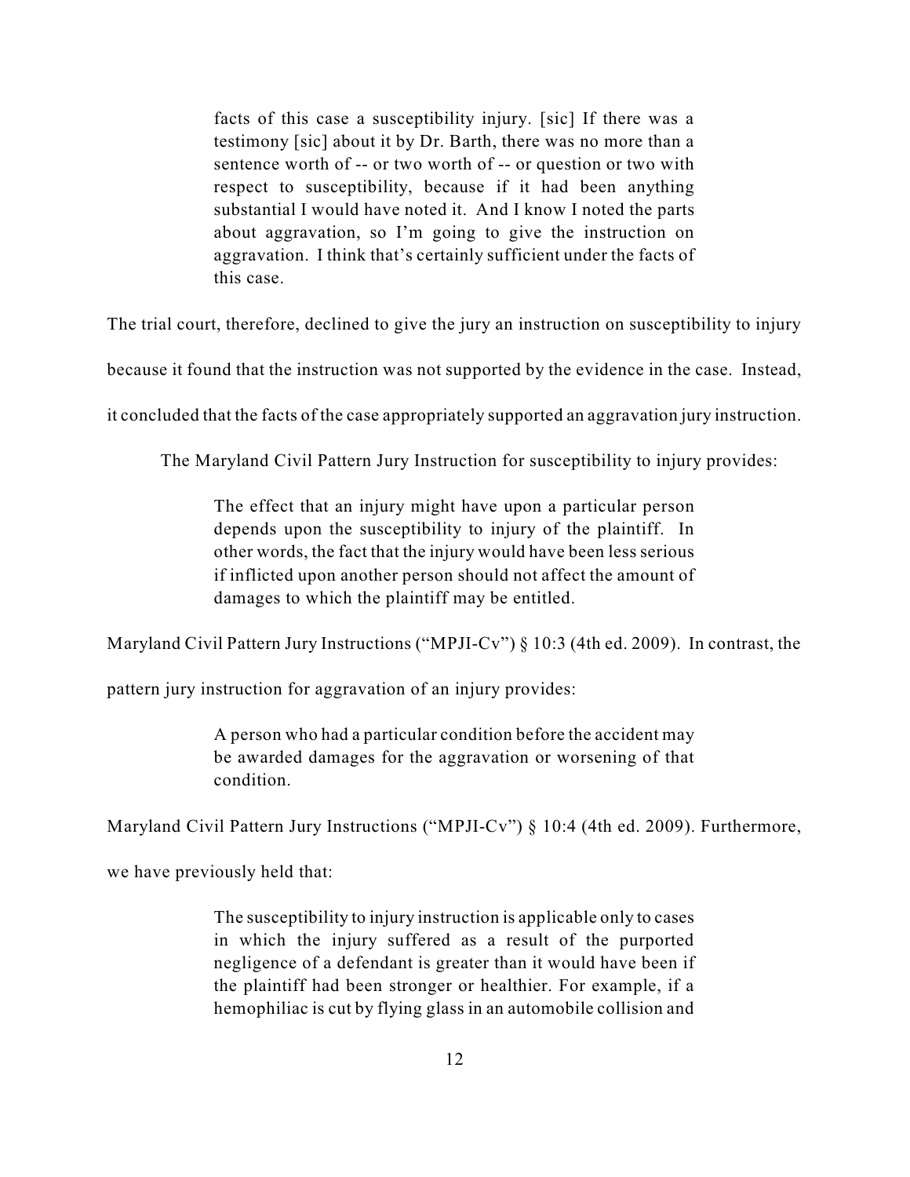> facts of this case a susceptibility injury. [sic] If there was a testimony [sic] about it by Dr. Barth, there was no more than a sentence worth of -- or two worth of -- or question or two with respect to susceptibility, because if it had been anything substantial I would have noted it. And I know I noted the parts about aggravation, so I'm going to give the instruction on aggravation. I think that's certainly sufficient under the facts of this case.

The trial court, therefore, declined to give the jury an instruction on susceptibility to injury because it found that the instruction was not supported by the evidence in the case. Instead, it concluded that the facts of the case appropriately supported an aggravation jury instruction.

The Maryland Civil Pattern Jury Instruction for susceptibility to injury provides:

> The effect that an injury might have upon a particular person depends upon the susceptibility to injury of the plaintiff. In other words, the fact that the injury would have been less serious if inflicted upon another person should not affect the amount of damages to which the plaintiff may be entitled.

Maryland Civil Pattern Jury Instructions ("MPJI-Cv") § 10:3 (4th ed. 2009). In contrast, the pattern jury instruction for aggravation of an injury provides:

> A person who had a particular condition before the accident may be awarded damages for the aggravation or worsening of that condition.

Maryland Civil Pattern Jury Instructions ("MPJI-Cv") § 10:4 (4th ed. 2009). Furthermore, we have previously held that:

> The susceptibility to injury instruction is applicable only to cases in which the injury suffered as a result of the purported negligence of a defendant is greater than it would have been if the plaintiff had been stronger or healthier. For example, if a hemophiliac is cut by flying glass in an automobile collision and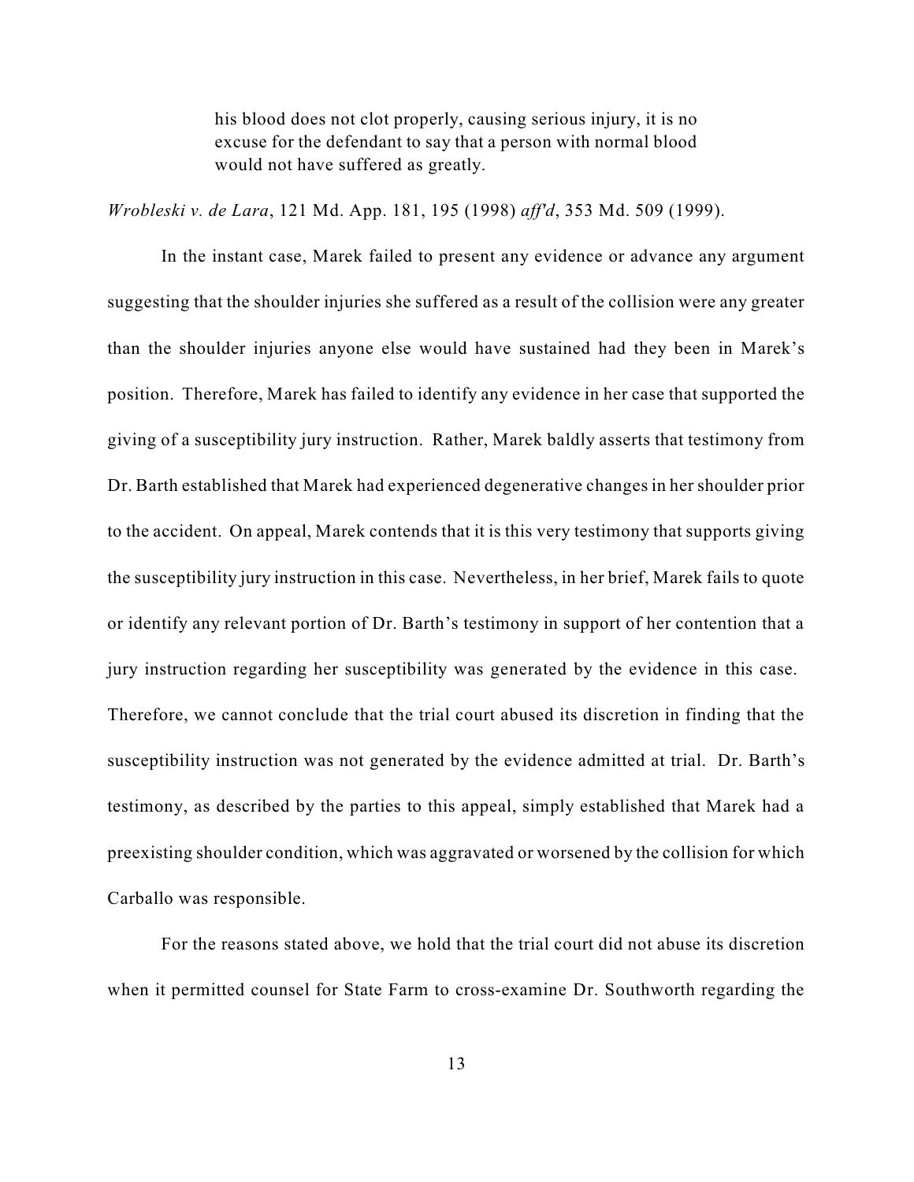> his blood does not clot properly, causing serious injury, it is no excuse for the defendant to say that a person with normal blood would not have suffered as greatly.

*Wrobleski v. de Lara*, 121 Md. App. 181, 195 (1998) *aff'd*, 353 Md. 509 (1999).

In the instant case, Marek failed to present any evidence or advance any argument suggesting that the shoulder injuries she suffered as a result of the collision were any greater than the shoulder injuries anyone else would have sustained had they been in Marek's position. Therefore, Marek has failed to identify any evidence in her case that supported the giving of a susceptibility jury instruction. Rather, Marek baldly asserts that testimony from Dr. Barth established that Marek had experienced degenerative changes in her shoulder prior to the accident. On appeal, Marek contends that it is this very testimony that supports giving the susceptibility jury instruction in this case. Nevertheless, in her brief, Marek fails to quote or identify any relevant portion of Dr. Barth's testimony in support of her contention that a jury instruction regarding her susceptibility was generated by the evidence in this case. Therefore, we cannot conclude that the trial court abused its discretion in finding that the susceptibility instruction was not generated by the evidence admitted at trial. Dr. Barth's testimony, as described by the parties to this appeal, simply established that Marek had a preexisting shoulder condition, which was aggravated or worsened by the collision for which Carballo was responsible.

For the reasons stated above, we hold that the trial court did not abuse its discretion when it permitted counsel for State Farm to cross-examine Dr. Southworth regarding the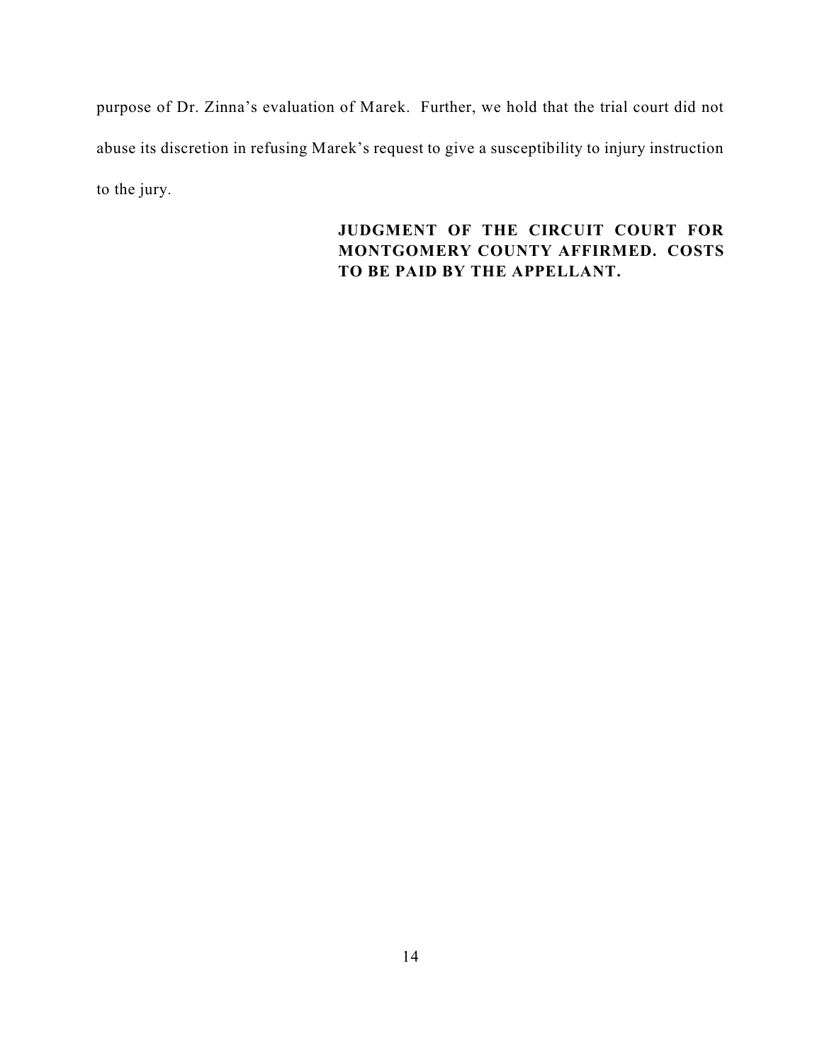purpose of Dr. Zinna's evaluation of Marek. Further, we hold that the trial court did not abuse its discretion in refusing Marek's request to give a susceptibility to injury instruction to the jury.

**JUDGMENT OF THE CIRCUIT COURT FOR MONTGOMERY COUNTY AFFIRMED. COSTS TO BE PAID BY THE APPELLANT.**